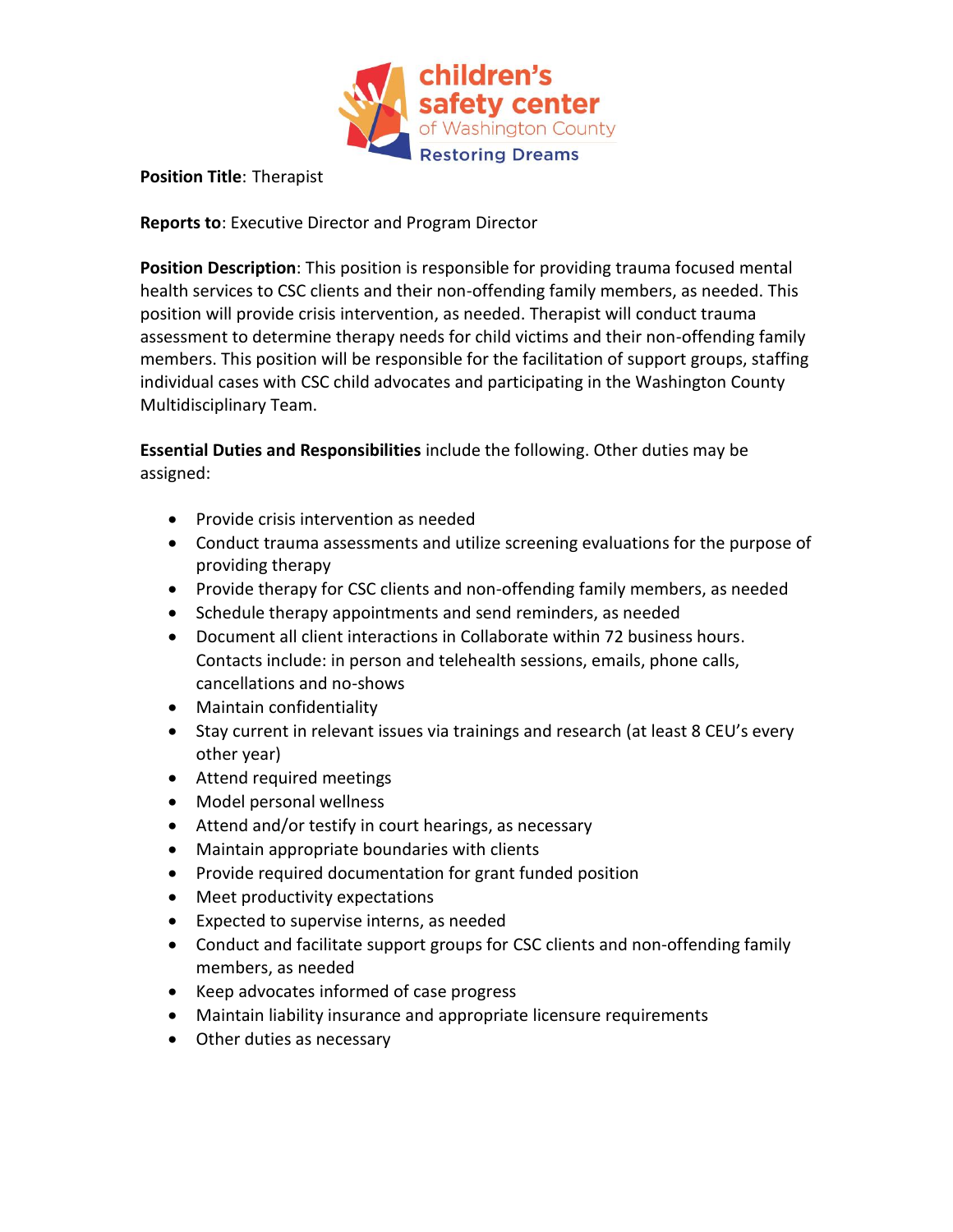children's safety center of Washington County

Restoring Dreams

**Position Title**: Therapist

**Reports to**: Executive Director and Program Director

**Position Description**: This position is responsible for providing trauma focused mental health services to CSC clients and their non-offending family members, as needed. This position will provide crisis intervention, as needed. Therapist will conduct trauma assessment to determine therapy needs for child victims and their non-offending family members. This position will be responsible for the facilitation of support groups, staffing individual cases with CSC child advocates and participating in the Washington County Multidisciplinary Team.

**Essential Duties and Responsibilities** include the following. Other duties may be assigned:

- Provide crisis intervention as needed
- Conduct trauma assessments and utilize screening evaluations for the purpose of providing therapy
- Provide therapy for CSC clients and non-offending family members, as needed
- Schedule therapy appointments and send reminders, as needed
- Document all client interactions in Collaborate within 72 business hours. Contacts include: in person and telehealth sessions, emails, phone calls, cancellations and no-shows
- Maintain confidentiality
- Stay current in relevant issues via trainings and research (at least 8 CEU's every other year)
- Attend required meetings
- Model personal wellness
- Attend and/or testify in court hearings, as necessary
- Maintain appropriate boundaries with clients
- Provide required documentation for grant funded position
- Meet productivity expectations
- Expected to supervise interns, as needed
- Conduct and facilitate support groups for CSC clients and non-offending family members, as needed
- Keep advocates informed of case progress
- Maintain liability insurance and appropriate licensure requirements
- Other duties as necessary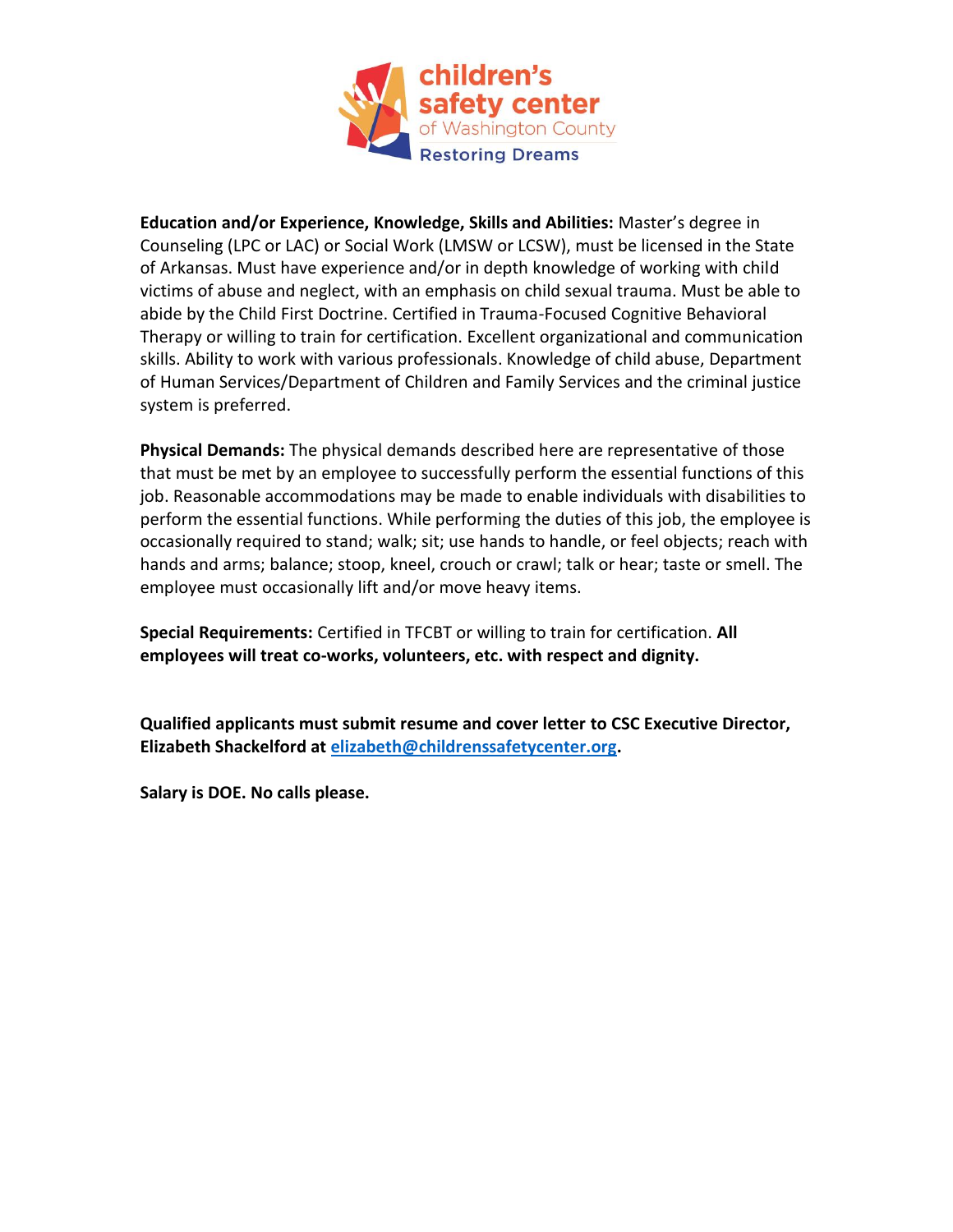**Education and/or Experience, Knowledge, Skills and Abilities:** Master's degree in Counseling (LPC or LAC) or Social Work (LMSW or LCSW), must be licensed in the State of Arkansas. Must have experience and/or in depth knowledge of working with child victims of abuse and neglect, with an emphasis on child sexual trauma. Must be able to abide by the Child First Doctrine. Certified in Trauma-Focused Cognitive Behavioral Therapy or willing to train for certification. Excellent organizational and communication skills. Ability to work with various professionals. Knowledge of child abuse, Department of Human Services/Department of Children and Family Services and the criminal justice system is preferred.

**Physical Demands:** The physical demands described here are representative of those that must be met by an employee to successfully perform the essential functions of this job. Reasonable accommodations may be made to enable individuals with disabilities to perform the essential functions. While performing the duties of this job, the employee is occasionally required to stand; walk; sit; use hands to handle, or feel objects; reach with hands and arms; balance; stoop, kneel, crouch or crawl; talk or hear; taste or smell. The employee must occasionally lift and/or move heavy items.

**Special Requirements:** Certified in TFCBT or willing to train for certification. **All employees will treat co-works, volunteers, etc. with respect and dignity.**

**Qualified applicants must submit resume and cover letter to CSC Executive Director, Elizabeth Shackelford at elizabeth@childrenssafetycenter.org.**

**Salary is DOE. No calls please.**